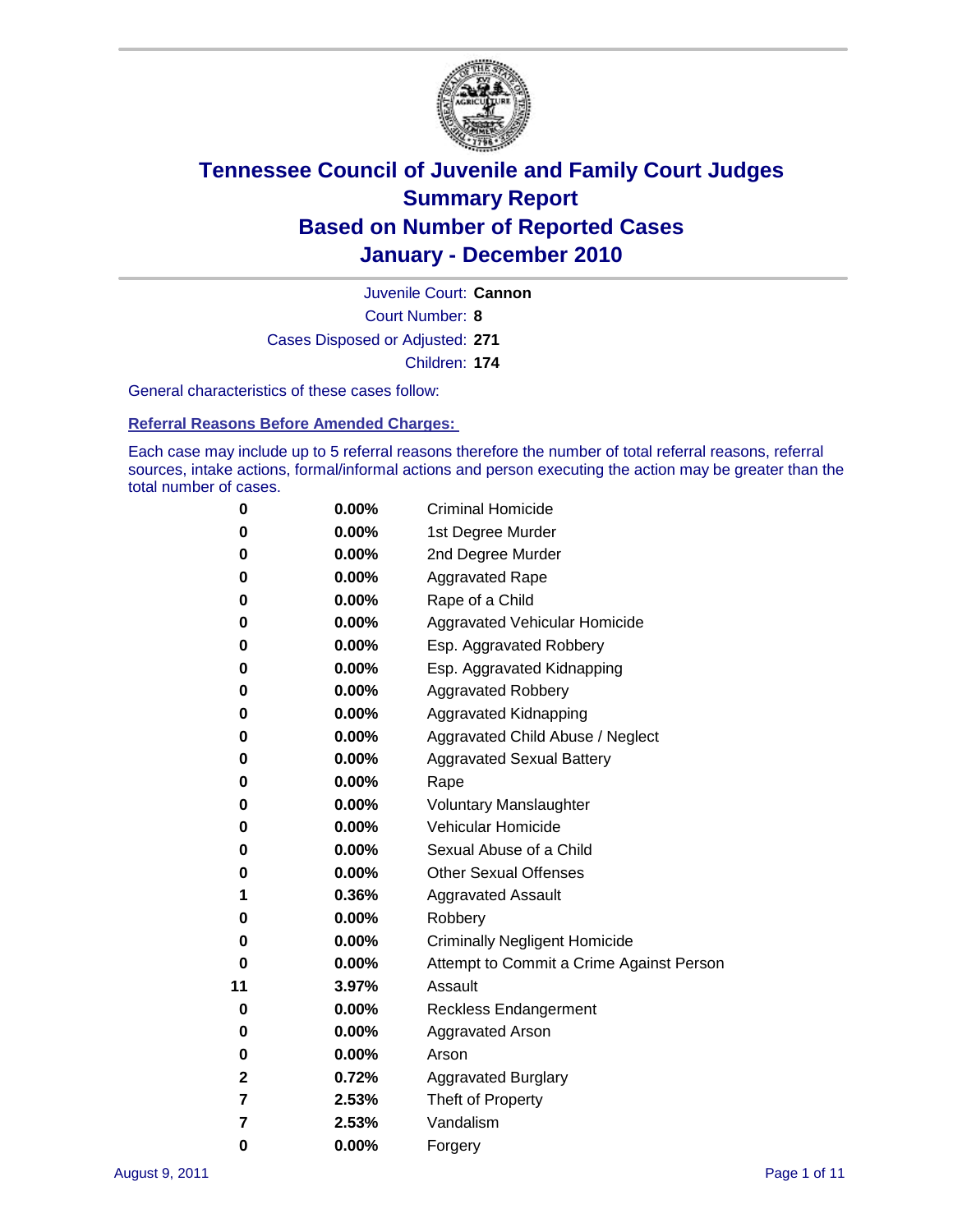# Tennessee Council of Juvenile and Family Court Judges
# Summary Report
# Based on Number of Reported Cases
# January - December 2010

Juvenile Court: **Cannon**

Court Number: **8**

Cases Disposed or Adjusted: **271**

Children: **174**

General characteristics of these cases follow:

## Referral Reasons Before Amended Charges:

Each case may include up to 5 referral reasons therefore the number of total referral reasons, referral sources, intake actions, formal/informal actions and person executing the action may be greater than the total number of cases.

| Count | Percent | Referral Reason |
|---|---|---|
| 0 | 0.00% | Criminal Homicide |
| 0 | 0.00% | 1st Degree Murder |
| 0 | 0.00% | 2nd Degree Murder |
| 0 | 0.00% | Aggravated Rape |
| 0 | 0.00% | Rape of a Child |
| 0 | 0.00% | Aggravated Vehicular Homicide |
| 0 | 0.00% | Esp. Aggravated Robbery |
| 0 | 0.00% | Esp. Aggravated Kidnapping |
| 0 | 0.00% | Aggravated Robbery |
| 0 | 0.00% | Aggravated Kidnapping |
| 0 | 0.00% | Aggravated Child Abuse / Neglect |
| 0 | 0.00% | Aggravated Sexual Battery |
| 0 | 0.00% | Rape |
| 0 | 0.00% | Voluntary Manslaughter |
| 0 | 0.00% | Vehicular Homicide |
| 0 | 0.00% | Sexual Abuse of a Child |
| 0 | 0.00% | Other Sexual Offenses |
| 1 | 0.36% | Aggravated Assault |
| 0 | 0.00% | Robbery |
| 0 | 0.00% | Criminally Negligent Homicide |
| 0 | 0.00% | Attempt to Commit a Crime Against Person |
| 11 | 3.97% | Assault |
| 0 | 0.00% | Reckless Endangerment |
| 0 | 0.00% | Aggravated Arson |
| 0 | 0.00% | Arson |
| 2 | 0.72% | Aggravated Burglary |
| 7 | 2.53% | Theft of Property |
| 7 | 2.53% | Vandalism |
| 0 | 0.00% | Forgery |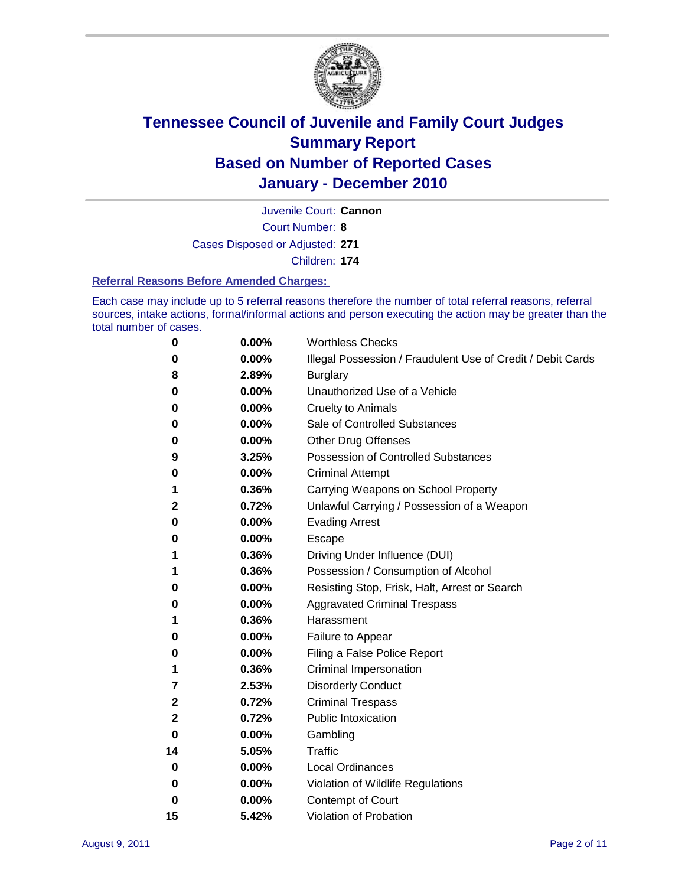# Tennessee Council of Juvenile and Family Court Judges
# Summary Report
# Based on Number of Reported Cases
# January - December 2010

Juvenile Court: **Cannon**
Court Number: **8**
Cases Disposed or Adjusted: **271**
Children: **174**

### Referral Reasons Before Amended Charges:

Each case may include up to 5 referral reasons therefore the number of total referral reasons, referral sources, intake actions, formal/informal actions and person executing the action may be greater than the total number of cases.

| Count | Percent | Referral Reason |
|---|---|---|
| 0 | 0.00% | Worthless Checks |
| 0 | 0.00% | Illegal Possession / Fraudulent Use of Credit / Debit Cards |
| 8 | 2.89% | Burglary |
| 0 | 0.00% | Unauthorized Use of a Vehicle |
| 0 | 0.00% | Cruelty to Animals |
| 0 | 0.00% | Sale of Controlled Substances |
| 0 | 0.00% | Other Drug Offenses |
| 9 | 3.25% | Possession of Controlled Substances |
| 0 | 0.00% | Criminal Attempt |
| 1 | 0.36% | Carrying Weapons on School Property |
| 2 | 0.72% | Unlawful Carrying / Possession of a Weapon |
| 0 | 0.00% | Evading Arrest |
| 0 | 0.00% | Escape |
| 1 | 0.36% | Driving Under Influence (DUI) |
| 1 | 0.36% | Possession / Consumption of Alcohol |
| 0 | 0.00% | Resisting Stop, Frisk, Halt, Arrest or Search |
| 0 | 0.00% | Aggravated Criminal Trespass |
| 1 | 0.36% | Harassment |
| 0 | 0.00% | Failure to Appear |
| 0 | 0.00% | Filing a False Police Report |
| 1 | 0.36% | Criminal Impersonation |
| 7 | 2.53% | Disorderly Conduct |
| 2 | 0.72% | Criminal Trespass |
| 2 | 0.72% | Public Intoxication |
| 0 | 0.00% | Gambling |
| 14 | 5.05% | Traffic |
| 0 | 0.00% | Local Ordinances |
| 0 | 0.00% | Violation of Wildlife Regulations |
| 0 | 0.00% | Contempt of Court |
| 15 | 5.42% | Violation of Probation |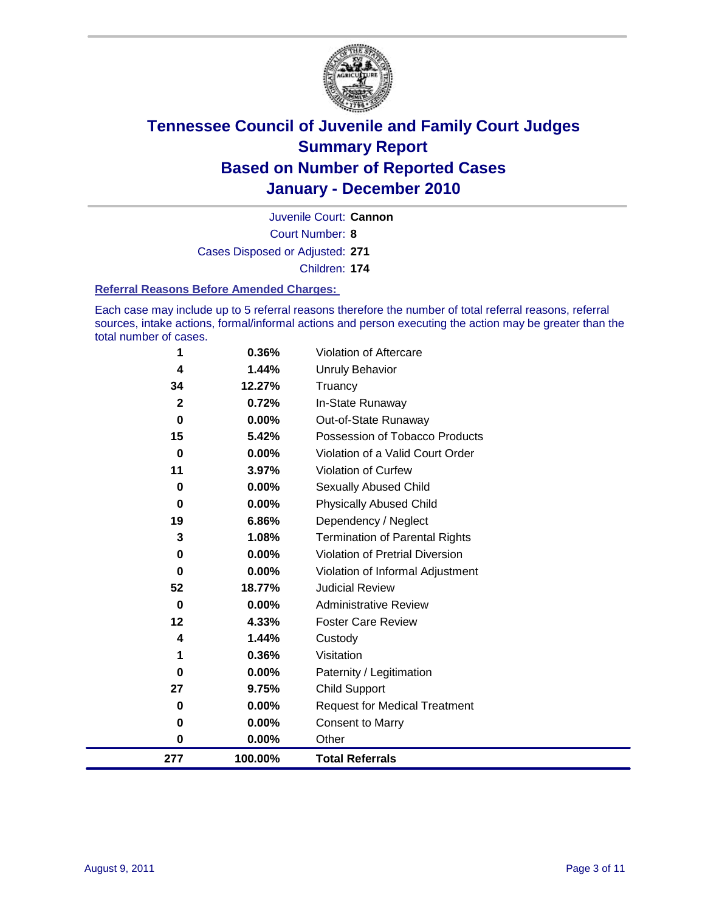# Tennessee Council of Juvenile and Family Court Judges
## Summary Report
## Based on Number of Reported Cases
## January - December 2010

Juvenile Court: **Cannon**

Court Number: **8**

Cases Disposed or Adjusted: **271**

Children: **174**

### Referral Reasons Before Amended Charges:

Each case may include up to 5 referral reasons therefore the number of total referral reasons, referral sources, intake actions, formal/informal actions and person executing the action may be greater than the total number of cases.

| Count | Percent | Referral Reason |
|---|---|---|
| 1 | 0.36% | Violation of Aftercare |
| 4 | 1.44% | Unruly Behavior |
| 34 | 12.27% | Truancy |
| 2 | 0.72% | In-State Runaway |
| 0 | 0.00% | Out-of-State Runaway |
| 15 | 5.42% | Possession of Tobacco Products |
| 0 | 0.00% | Violation of a Valid Court Order |
| 11 | 3.97% | Violation of Curfew |
| 0 | 0.00% | Sexually Abused Child |
| 0 | 0.00% | Physically Abused Child |
| 19 | 6.86% | Dependency / Neglect |
| 3 | 1.08% | Termination of Parental Rights |
| 0 | 0.00% | Violation of Pretrial Diversion |
| 0 | 0.00% | Violation of Informal Adjustment |
| 52 | 18.77% | Judicial Review |
| 0 | 0.00% | Administrative Review |
| 12 | 4.33% | Foster Care Review |
| 4 | 1.44% | Custody |
| 1 | 0.36% | Visitation |
| 0 | 0.00% | Paternity / Legitimation |
| 27 | 9.75% | Child Support |
| 0 | 0.00% | Request for Medical Treatment |
| 0 | 0.00% | Consent to Marry |
| 0 | 0.00% | Other |
| **277** | **100.00%** | **Total Referrals** |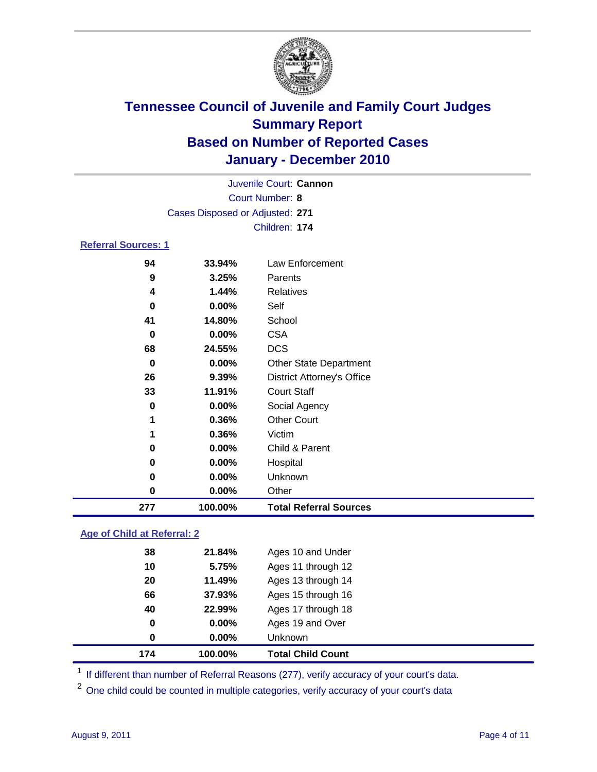# Tennessee Council of Juvenile and Family Court Judges
## Summary Report
## Based on Number of Reported Cases
## January - December 2010

Juvenile Court: **Cannon**
Court Number: **8**
Cases Disposed or Adjusted: **271**
Children: **174**

### Referral Sources: 1

| Count | Percent | Source |
|---|---|---|
| 94 | 33.94% | Law Enforcement |
| 9 | 3.25% | Parents |
| 4 | 1.44% | Relatives |
| 0 | 0.00% | Self |
| 41 | 14.80% | School |
| 0 | 0.00% | CSA |
| 68 | 24.55% | DCS |
| 0 | 0.00% | Other State Department |
| 26 | 9.39% | District Attorney's Office |
| 33 | 11.91% | Court Staff |
| 0 | 0.00% | Social Agency |
| 1 | 0.36% | Other Court |
| 1 | 0.36% | Victim |
| 0 | 0.00% | Child & Parent |
| 0 | 0.00% | Hospital |
| 0 | 0.00% | Unknown |
| 0 | 0.00% | Other |
| **277** | **100.00%** | **Total Referral Sources** |

### Age of Child at Referral: 2

| Count | Percent | Age |
|---|---|---|
| 38 | 21.84% | Ages 10 and Under |
| 10 | 5.75% | Ages 11 through 12 |
| 20 | 11.49% | Ages 13 through 14 |
| 66 | 37.93% | Ages 15 through 16 |
| 40 | 22.99% | Ages 17 through 18 |
| 0 | 0.00% | Ages 19 and Over |
| 0 | 0.00% | Unknown |
| **174** | **100.00%** | **Total Child Count** |

[1] If different than number of Referral Reasons (277), verify accuracy of your court's data.

[2] One child could be counted in multiple categories, verify accuracy of your court's data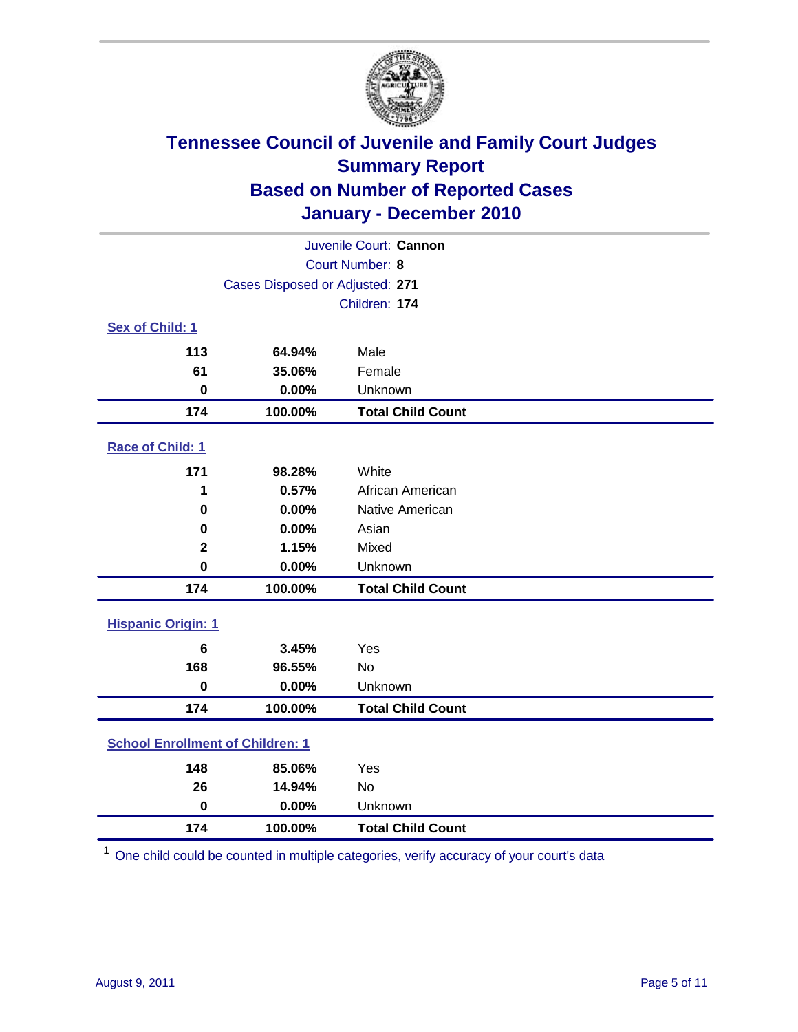# Tennessee Council of Juvenile and Family Court Judges
## Summary Report
## Based on Number of Reported Cases
## January - December 2010

Juvenile Court: **Cannon**
Court Number: **8**
Cases Disposed or Adjusted: **271**
Children: **174**

### Sex of Child: 1

| | | |
|---|---|---|
| 113 | 64.94% | Male |
| 61 | 35.06% | Female |
| 0 | 0.00% | Unknown |
| **174** | **100.00%** | **Total Child Count** |

### Race of Child: 1

| | | |
|---|---|---|
| 171 | 98.28% | White |
| 1 | 0.57% | African American |
| 0 | 0.00% | Native American |
| 0 | 0.00% | Asian |
| 2 | 1.15% | Mixed |
| 0 | 0.00% | Unknown |
| **174** | **100.00%** | **Total Child Count** |

### Hispanic Origin: 1

| | | |
|---|---|---|
| 6 | 3.45% | Yes |
| 168 | 96.55% | No |
| 0 | 0.00% | Unknown |
| **174** | **100.00%** | **Total Child Count** |

### School Enrollment of Children: 1

| | | |
|---|---|---|
| 148 | 85.06% | Yes |
| 26 | 14.94% | No |
| 0 | 0.00% | Unknown |
| **174** | **100.00%** | **Total Child Count** |

[1] One child could be counted in multiple categories, verify accuracy of your court's data

August 9, 2011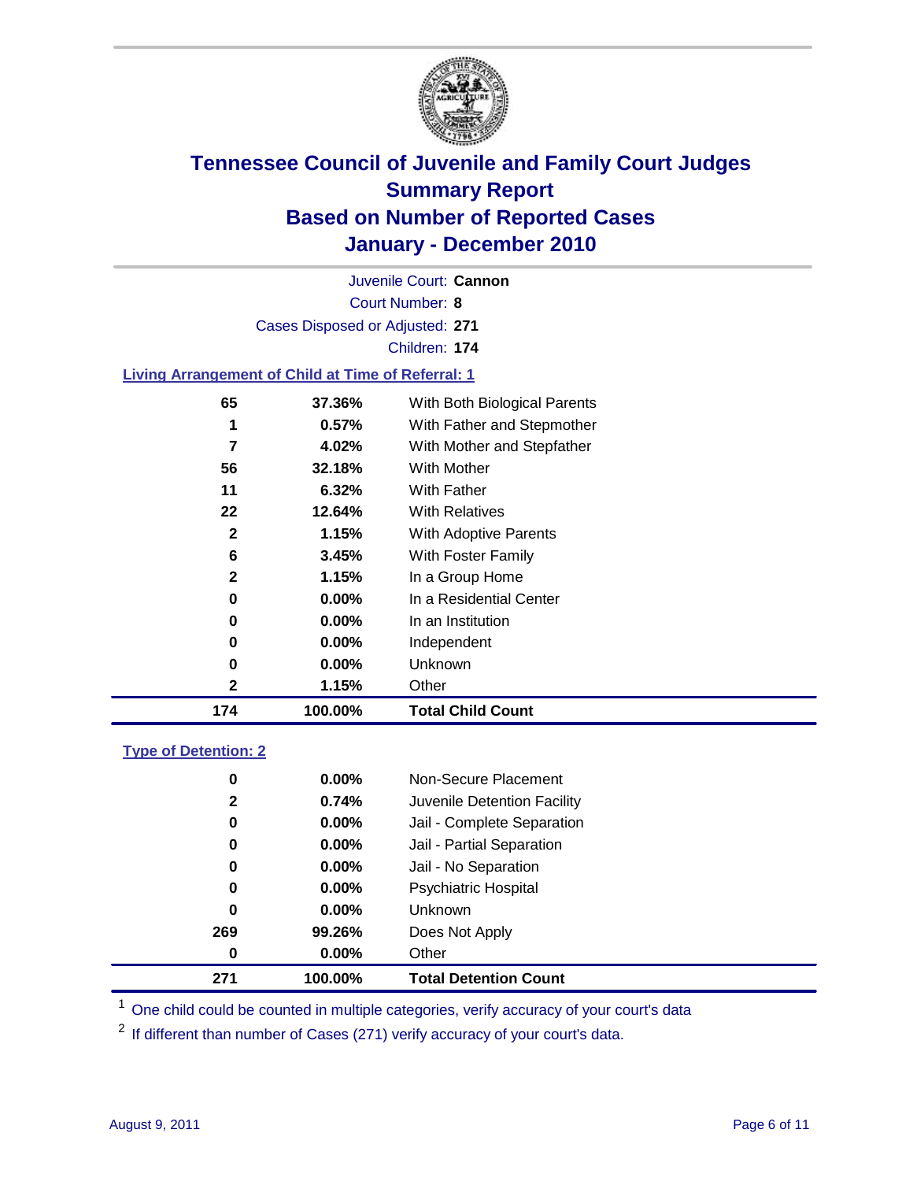# Tennessee Council of Juvenile and Family Court Judges
# Summary Report
# Based on Number of Reported Cases
# January - December 2010

Juvenile Court: **Cannon**

Court Number: **8**

Cases Disposed or Adjusted: **271**

Children: **174**

## Living Arrangement of Child at Time of Referral: 1

| | | |
|---|---|---|
| 65 | 37.36% | With Both Biological Parents |
| 1 | 0.57% | With Father and Stepmother |
| 7 | 4.02% | With Mother and Stepfather |
| 56 | 32.18% | With Mother |
| 11 | 6.32% | With Father |
| 22 | 12.64% | With Relatives |
| 2 | 1.15% | With Adoptive Parents |
| 6 | 3.45% | With Foster Family |
| 2 | 1.15% | In a Group Home |
| 0 | 0.00% | In a Residential Center |
| 0 | 0.00% | In an Institution |
| 0 | 0.00% | Independent |
| 0 | 0.00% | Unknown |
| 2 | 1.15% | Other |
| **174** | **100.00%** | **Total Child Count** |

## Type of Detention: 2

| | | |
|---|---|---|
| 0 | 0.00% | Non-Secure Placement |
| 2 | 0.74% | Juvenile Detention Facility |
| 0 | 0.00% | Jail - Complete Separation |
| 0 | 0.00% | Jail - Partial Separation |
| 0 | 0.00% | Jail - No Separation |
| 0 | 0.00% | Psychiatric Hospital |
| 0 | 0.00% | Unknown |
| 269 | 99.26% | Does Not Apply |
| 0 | 0.00% | Other |
| **271** | **100.00%** | **Total Detention Count** |

[1] One child could be counted in multiple categories, verify accuracy of your court's data

[2] If different than number of Cases (271) verify accuracy of your court's data.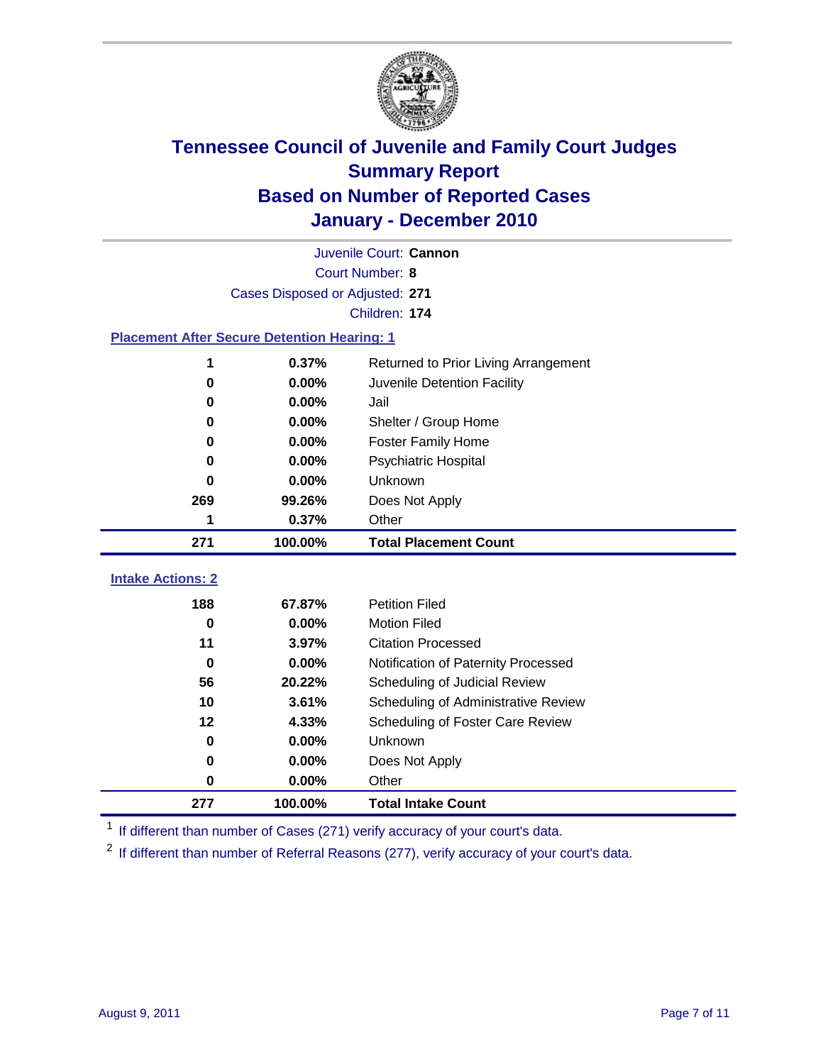# Tennessee Council of Juvenile and Family Court Judges
## Summary Report
## Based on Number of Reported Cases
## January - December 2010

Juvenile Court: **Cannon**
Court Number: **8**
Cases Disposed or Adjusted: **271**
Children: **174**

### Placement After Secure Detention Hearing: 1

| Count | Percent | Placement |
|---|---|---|
| 1 | 0.37% | Returned to Prior Living Arrangement |
| 0 | 0.00% | Juvenile Detention Facility |
| 0 | 0.00% | Jail |
| 0 | 0.00% | Shelter / Group Home |
| 0 | 0.00% | Foster Family Home |
| 0 | 0.00% | Psychiatric Hospital |
| 0 | 0.00% | Unknown |
| 269 | 99.26% | Does Not Apply |
| 1 | 0.37% | Other |
| **271** | **100.00%** | **Total Placement Count** |

### Intake Actions: 2

| Count | Percent | Intake Action |
|---|---|---|
| 188 | 67.87% | Petition Filed |
| 0 | 0.00% | Motion Filed |
| 11 | 3.97% | Citation Processed |
| 0 | 0.00% | Notification of Paternity Processed |
| 56 | 20.22% | Scheduling of Judicial Review |
| 10 | 3.61% | Scheduling of Administrative Review |
| 12 | 4.33% | Scheduling of Foster Care Review |
| 0 | 0.00% | Unknown |
| 0 | 0.00% | Does Not Apply |
| 0 | 0.00% | Other |
| **277** | **100.00%** | **Total Intake Count** |

[1] If different than number of Cases (271) verify accuracy of your court's data.

[2] If different than number of Referral Reasons (277), verify accuracy of your court's data.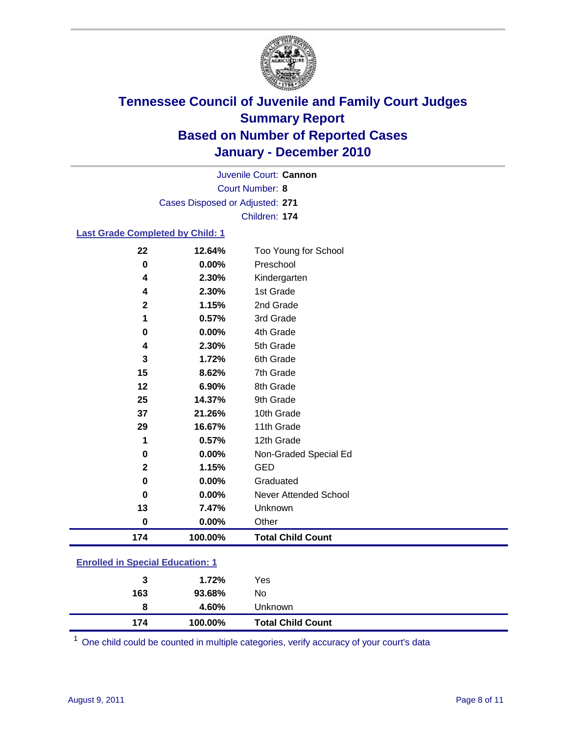# Tennessee Council of Juvenile and Family Court Judges
# Summary Report
# Based on Number of Reported Cases
# January - December 2010

Juvenile Court: **Cannon**
Court Number: **8**
Cases Disposed or Adjusted: **271**
Children: **174**

### Last Grade Completed by Child: 1

| Count | Percent | Category |
|---|---|---|
| 22 | 12.64% | Too Young for School |
| 0 | 0.00% | Preschool |
| 4 | 2.30% | Kindergarten |
| 4 | 2.30% | 1st Grade |
| 2 | 1.15% | 2nd Grade |
| 1 | 0.57% | 3rd Grade |
| 0 | 0.00% | 4th Grade |
| 4 | 2.30% | 5th Grade |
| 3 | 1.72% | 6th Grade |
| 15 | 8.62% | 7th Grade |
| 12 | 6.90% | 8th Grade |
| 25 | 14.37% | 9th Grade |
| 37 | 21.26% | 10th Grade |
| 29 | 16.67% | 11th Grade |
| 1 | 0.57% | 12th Grade |
| 0 | 0.00% | Non-Graded Special Ed |
| 2 | 1.15% | GED |
| 0 | 0.00% | Graduated |
| 0 | 0.00% | Never Attended School |
| 13 | 7.47% | Unknown |
| 0 | 0.00% | Other |
| **174** | **100.00%** | **Total Child Count** |

### Enrolled in Special Education: 1

| Count | Percent | Category |
|---|---|---|
| 3 | 1.72% | Yes |
| 163 | 93.68% | No |
| 8 | 4.60% | Unknown |
| **174** | **100.00%** | **Total Child Count** |

[1] One child could be counted in multiple categories, verify accuracy of your court's data

August 9, 2011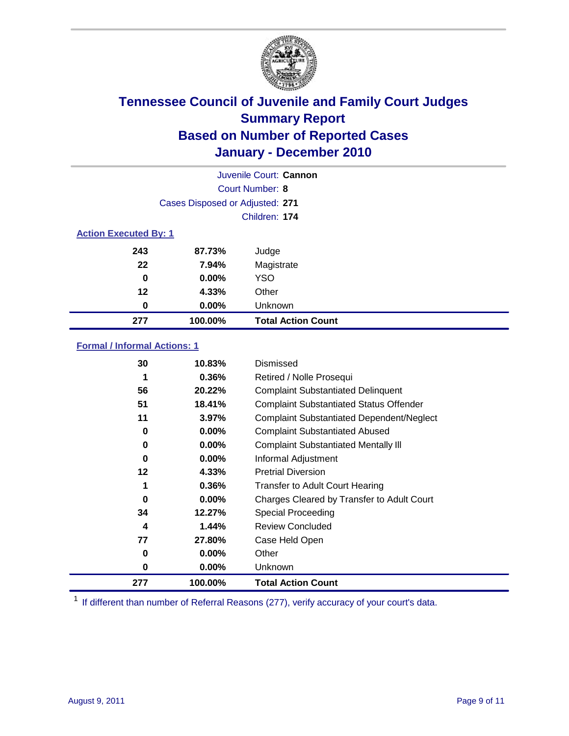# Tennessee Council of Juvenile and Family Court Judges
## Summary Report
## Based on Number of Reported Cases
## January - December 2010

Juvenile Court: **Cannon**

Court Number: **8**

Cases Disposed or Adjusted: **271**

Children: **174**

### Action Executed By: 1

| Count | Percent | Action |
|---|---|---|
| 243 | 87.73% | Judge |
| 22 | 7.94% | Magistrate |
| 0 | 0.00% | YSO |
| 12 | 4.33% | Other |
| 0 | 0.00% | Unknown |
| **277** | **100.00%** | **Total Action Count** |

### Formal / Informal Actions: 1

| Count | Percent | Action |
|---|---|---|
| 30 | 10.83% | Dismissed |
| 1 | 0.36% | Retired / Nolle Prosequi |
| 56 | 20.22% | Complaint Substantiated Delinquent |
| 51 | 18.41% | Complaint Substantiated Status Offender |
| 11 | 3.97% | Complaint Substantiated Dependent/Neglect |
| 0 | 0.00% | Complaint Substantiated Abused |
| 0 | 0.00% | Complaint Substantiated Mentally Ill |
| 0 | 0.00% | Informal Adjustment |
| 12 | 4.33% | Pretrial Diversion |
| 1 | 0.36% | Transfer to Adult Court Hearing |
| 0 | 0.00% | Charges Cleared by Transfer to Adult Court |
| 34 | 12.27% | Special Proceeding |
| 4 | 1.44% | Review Concluded |
| 77 | 27.80% | Case Held Open |
| 0 | 0.00% | Other |
| 0 | 0.00% | Unknown |
| **277** | **100.00%** | **Total Action Count** |

[1] If different than number of Referral Reasons (277), verify accuracy of your court's data.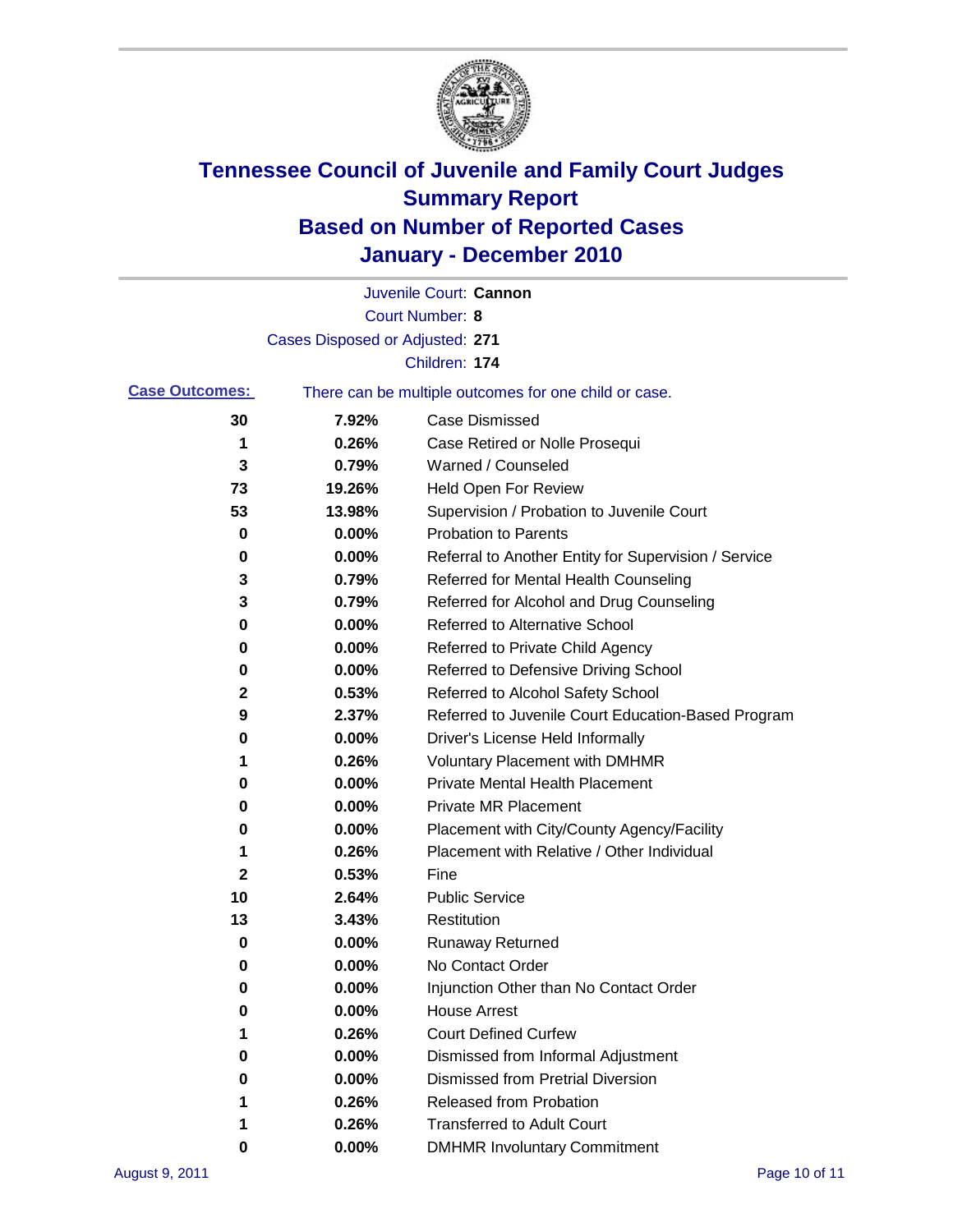# Tennessee Council of Juvenile and Family Court Judges
## Summary Report
## Based on Number of Reported Cases
## January - December 2010

Juvenile Court: **Cannon**

Court Number: **8**

Cases Disposed or Adjusted: **271**

Children: **174**

**Case Outcomes:** There can be multiple outcomes for one child or case.

| Count | Percent | Outcome |
|---|---|---|
| 30 | 7.92% | Case Dismissed |
| 1 | 0.26% | Case Retired or Nolle Prosequi |
| 3 | 0.79% | Warned / Counseled |
| 73 | 19.26% | Held Open For Review |
| 53 | 13.98% | Supervision / Probation to Juvenile Court |
| 0 | 0.00% | Probation to Parents |
| 0 | 0.00% | Referral to Another Entity for Supervision / Service |
| 3 | 0.79% | Referred for Mental Health Counseling |
| 3 | 0.79% | Referred for Alcohol and Drug Counseling |
| 0 | 0.00% | Referred to Alternative School |
| 0 | 0.00% | Referred to Private Child Agency |
| 0 | 0.00% | Referred to Defensive Driving School |
| 2 | 0.53% | Referred to Alcohol Safety School |
| 9 | 2.37% | Referred to Juvenile Court Education-Based Program |
| 0 | 0.00% | Driver's License Held Informally |
| 1 | 0.26% | Voluntary Placement with DMHMR |
| 0 | 0.00% | Private Mental Health Placement |
| 0 | 0.00% | Private MR Placement |
| 0 | 0.00% | Placement with City/County Agency/Facility |
| 1 | 0.26% | Placement with Relative / Other Individual |
| 2 | 0.53% | Fine |
| 10 | 2.64% | Public Service |
| 13 | 3.43% | Restitution |
| 0 | 0.00% | Runaway Returned |
| 0 | 0.00% | No Contact Order |
| 0 | 0.00% | Injunction Other than No Contact Order |
| 0 | 0.00% | House Arrest |
| 1 | 0.26% | Court Defined Curfew |
| 0 | 0.00% | Dismissed from Informal Adjustment |
| 0 | 0.00% | Dismissed from Pretrial Diversion |
| 1 | 0.26% | Released from Probation |
| 1 | 0.26% | Transferred to Adult Court |
| 0 | 0.00% | DMHMR Involuntary Commitment |

August 9, 2011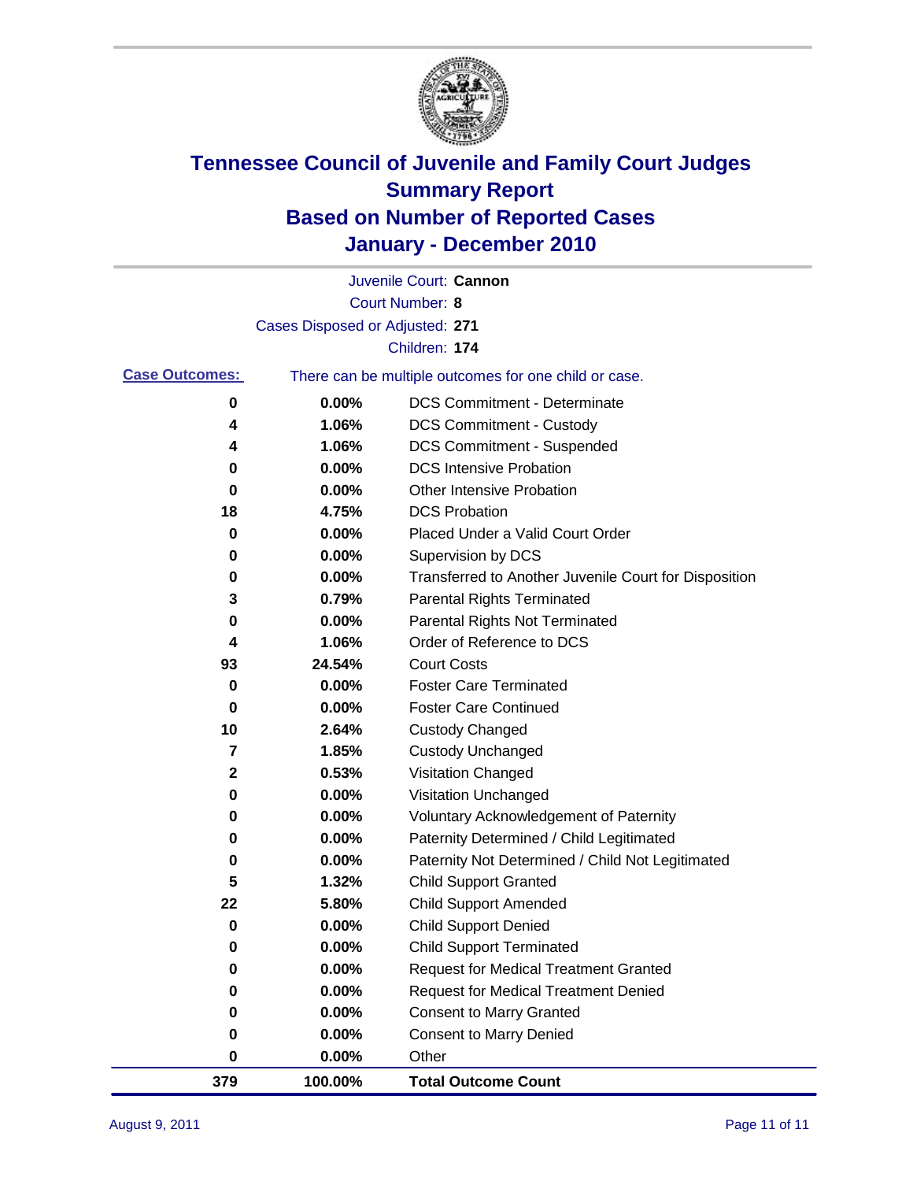# Tennessee Council of Juvenile and Family Court Judges
## Summary Report
## Based on Number of Reported Cases
## January - December 2010

Juvenile Court: **Cannon**

Court Number: **8**

Cases Disposed or Adjusted: **271**

Children: **174**

**Case Outcomes:** There can be multiple outcomes for one child or case.

| | | |
|---|---|---|
| 0 | 0.00% | DCS Commitment - Determinate |
| 4 | 1.06% | DCS Commitment - Custody |
| 4 | 1.06% | DCS Commitment - Suspended |
| 0 | 0.00% | DCS Intensive Probation |
| 0 | 0.00% | Other Intensive Probation |
| 18 | 4.75% | DCS Probation |
| 0 | 0.00% | Placed Under a Valid Court Order |
| 0 | 0.00% | Supervision by DCS |
| 0 | 0.00% | Transferred to Another Juvenile Court for Disposition |
| 3 | 0.79% | Parental Rights Terminated |
| 0 | 0.00% | Parental Rights Not Terminated |
| 4 | 1.06% | Order of Reference to DCS |
| 93 | 24.54% | Court Costs |
| 0 | 0.00% | Foster Care Terminated |
| 0 | 0.00% | Foster Care Continued |
| 10 | 2.64% | Custody Changed |
| 7 | 1.85% | Custody Unchanged |
| 2 | 0.53% | Visitation Changed |
| 0 | 0.00% | Visitation Unchanged |
| 0 | 0.00% | Voluntary Acknowledgement of Paternity |
| 0 | 0.00% | Paternity Determined / Child Legitimated |
| 0 | 0.00% | Paternity Not Determined / Child Not Legitimated |
| 5 | 1.32% | Child Support Granted |
| 22 | 5.80% | Child Support Amended |
| 0 | 0.00% | Child Support Denied |
| 0 | 0.00% | Child Support Terminated |
| 0 | 0.00% | Request for Medical Treatment Granted |
| 0 | 0.00% | Request for Medical Treatment Denied |
| 0 | 0.00% | Consent to Marry Granted |
| 0 | 0.00% | Consent to Marry Denied |
| 0 | 0.00% | Other |
| **379** | **100.00%** | **Total Outcome Count** |